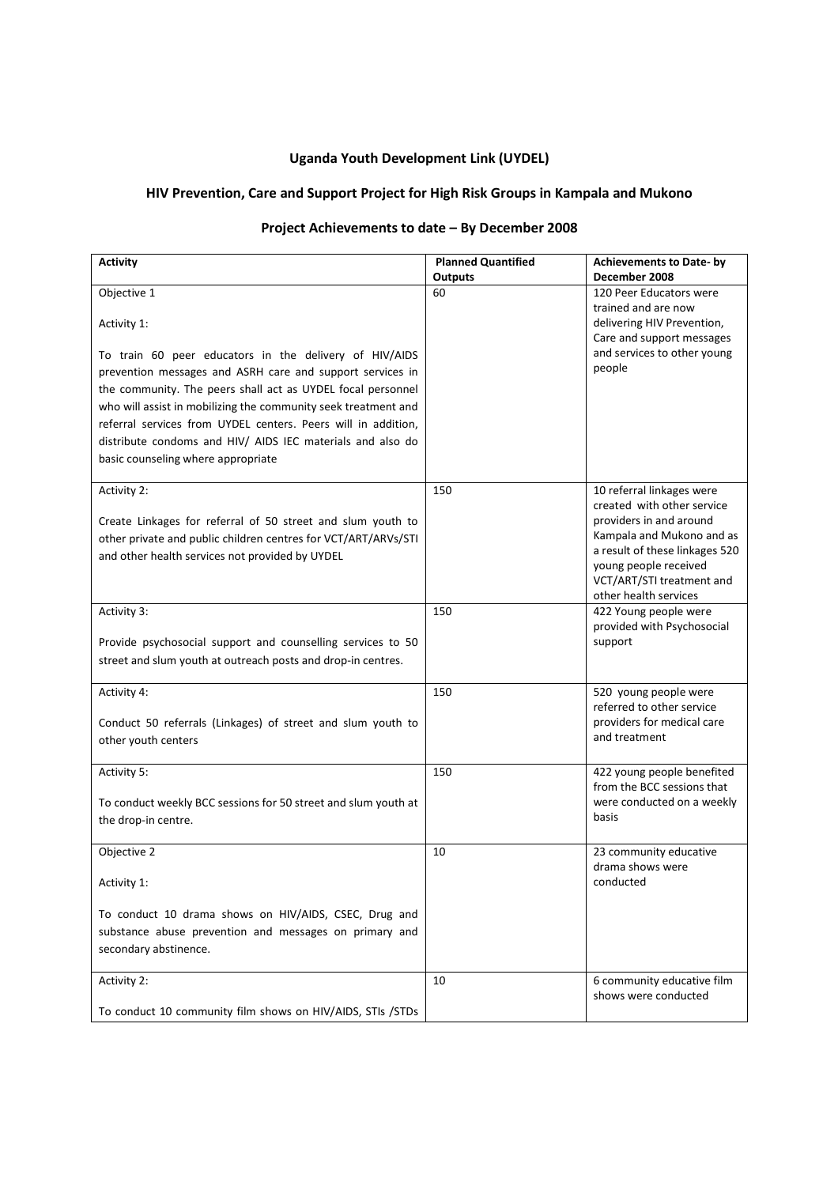**Uganda Youth Development Link (UYDEL)**

**HIV Prevention, Care and Support Project for High Risk Groups in Kampala and Mukono**

**Project Achievements to date – By December 2008**

| **Activity** | **Planned Quantified Outputs** | **Achievements to Date- by December 2008** |
|---|---|---|
| Objective 1<br><br>Activity 1:<br><br>To train 60 peer educators in the delivery of HIV/AIDS prevention messages and ASRH care and support services in the community. The peers shall act as UYDEL focal personnel who will assist in mobilizing the community seek treatment and referral services from UYDEL centers. Peers will in addition, distribute condoms and HIV/ AIDS IEC materials and also do basic counseling where appropriate | 60 | 120 Peer Educators were trained and are now delivering HIV Prevention, Care and support messages and services to other young people |
| Activity 2:<br><br>Create Linkages for referral of 50 street and slum youth to other private and public children centres for VCT/ART/ARVs/STI and other health services not provided by UYDEL | 150 | 10 referral linkages were created with other service providers in and around Kampala and Mukono and as a result of these linkages 520 young people received VCT/ART/STI treatment and other health services |
| Activity 3:<br><br>Provide psychosocial support and counselling services to 50 street and slum youth at outreach posts and drop-in centres. | 150 | 422 Young people were provided with Psychosocial support |
| Activity 4:<br><br>Conduct 50 referrals (Linkages) of street and slum youth to other youth centers | 150 | 520 young people were referred to other service providers for medical care and treatment |
| Activity 5:<br><br>To conduct weekly BCC sessions for 50 street and slum youth at the drop-in centre. | 150 | 422 young people benefited from the BCC sessions that were conducted on a weekly basis |
| Objective 2<br><br>Activity 1:<br><br>To conduct 10 drama shows on HIV/AIDS, CSEC, Drug and substance abuse prevention and messages on primary and secondary abstinence. | 10 | 23 community educative drama shows were conducted |
| Activity 2:<br><br>To conduct 10 community film shows on HIV/AIDS, STIs /STDs | 10 | 6 community educative film shows were conducted |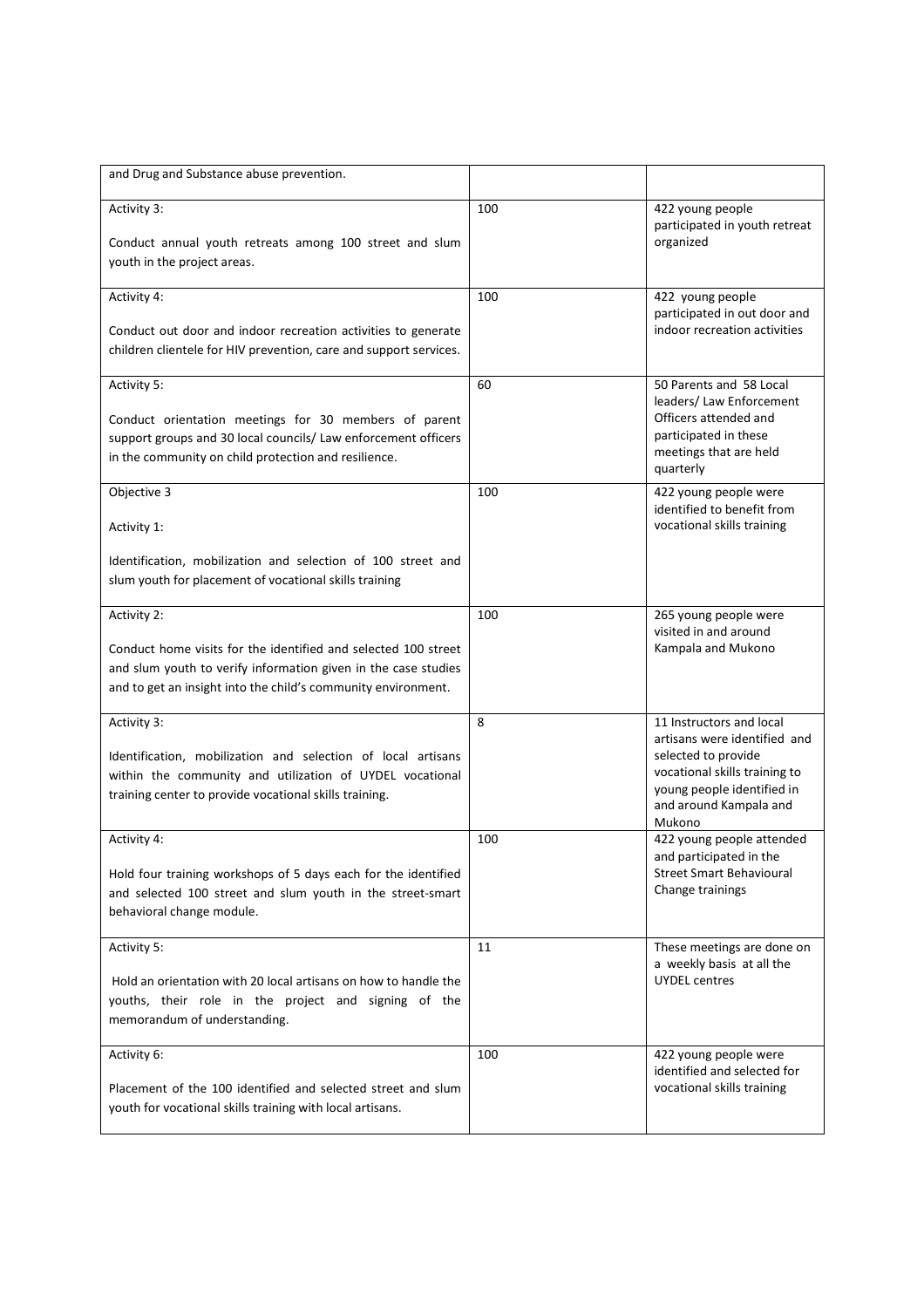| and Drug and Substance abuse prevention. | | |
|---|---|---|
| Activity 3:<br><br>Conduct annual youth retreats among 100 street and slum youth in the project areas. | 100 | 422 young people participated in youth retreat organized |
| Activity 4:<br><br>Conduct out door and indoor recreation activities to generate children clientele for HIV prevention, care and support services. | 100 | 422 young people participated in out door and indoor recreation activities |
| Activity 5:<br><br>Conduct orientation meetings for 30 members of parent support groups and 30 local councils/ Law enforcement officers in the community on child protection and resilience. | 60 | 50 Parents and 58 Local leaders/ Law Enforcement Officers attended and participated in these meetings that are held quarterly |
| Objective 3<br><br>Activity 1:<br><br>Identification, mobilization and selection of 100 street and slum youth for placement of vocational skills training | 100 | 422 young people were identified to benefit from vocational skills training |
| Activity 2:<br><br>Conduct home visits for the identified and selected 100 street and slum youth to verify information given in the case studies and to get an insight into the child's community environment. | 100 | 265 young people were visited in and around Kampala and Mukono |
| Activity 3:<br><br>Identification, mobilization and selection of local artisans within the community and utilization of UYDEL vocational training center to provide vocational skills training. | 8 | 11 Instructors and local artisans were identified and selected to provide vocational skills training to young people identified in and around Kampala and Mukono |
| Activity 4:<br><br>Hold four training workshops of 5 days each for the identified and selected 100 street and slum youth in the street-smart behavioral change module. | 100 | 422 young people attended and participated in the Street Smart Behavioural Change trainings |
| Activity 5:<br><br>Hold an orientation with 20 local artisans on how to handle the youths, their role in the project and signing of the memorandum of understanding. | 11 | These meetings are done on a weekly basis at all the UYDEL centres |
| Activity 6:<br><br>Placement of the 100 identified and selected street and slum youth for vocational skills training with local artisans. | 100 | 422 young people were identified and selected for vocational skills training |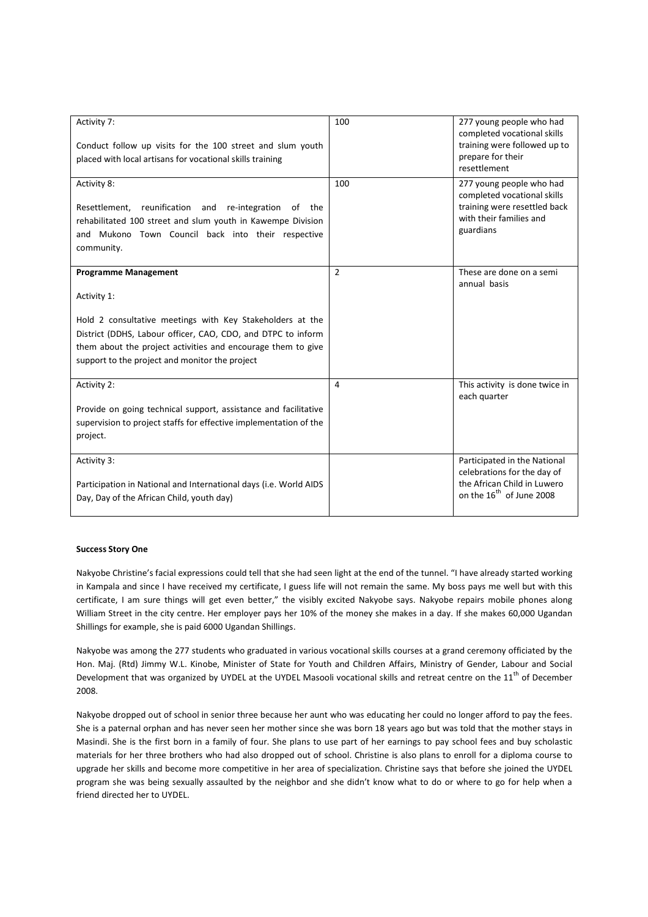| | | |
|---|---|---|
| Activity 7:<br><br>Conduct follow up visits for the 100 street and slum youth placed with local artisans for vocational skills training | 100 | 277 young people who had completed vocational skills training were followed up to prepare for their resettlement |
| Activity 8:<br><br>Resettlement, reunification and re-integration of the rehabilitated 100 street and slum youth in Kawempe Division and Mukono Town Council back into their respective community. | 100 | 277 young people who had completed vocational skills training were resettled back with their families and guardians |
| **Programme Management**<br><br>Activity 1:<br><br>Hold 2 consultative meetings with Key Stakeholders at the District (DDHS, Labour officer, CAO, CDO, and DTPC to inform them about the project activities and encourage them to give support to the project and monitor the project | 2 | These are done on a semi annual basis |
| Activity 2:<br><br>Provide on going technical support, assistance and facilitative supervision to project staffs for effective implementation of the project. | 4 | This activity is done twice in each quarter |
| Activity 3:<br><br>Participation in National and International days (i.e. World AIDS Day, Day of the African Child, youth day) | | Participated in the National celebrations for the day of the African Child in Luwero on the 16th of June 2008 |

**Success Story One**

Nakyobe Christine's facial expressions could tell that she had seen light at the end of the tunnel. "I have already started working in Kampala and since I have received my certificate, I guess life will not remain the same. My boss pays me well but with this certificate, I am sure things will get even better," the visibly excited Nakyobe says. Nakyobe repairs mobile phones along William Street in the city centre. Her employer pays her 10% of the money she makes in a day. If she makes 60,000 Ugandan Shillings for example, she is paid 6000 Ugandan Shillings.

Nakyobe was among the 277 students who graduated in various vocational skills courses at a grand ceremony officiated by the Hon. Maj. (Rtd) Jimmy W.L. Kinobe, Minister of State for Youth and Children Affairs, Ministry of Gender, Labour and Social Development that was organized by UYDEL at the UYDEL Masooli vocational skills and retreat centre on the 11th of December 2008.

Nakyobe dropped out of school in senior three because her aunt who was educating her could no longer afford to pay the fees. She is a paternal orphan and has never seen her mother since she was born 18 years ago but was told that the mother stays in Masindi. She is the first born in a family of four. She plans to use part of her earnings to pay school fees and buy scholastic materials for her three brothers who had also dropped out of school. Christine is also plans to enroll for a diploma course to upgrade her skills and become more competitive in her area of specialization. Christine says that before she joined the UYDEL program she was being sexually assaulted by the neighbor and she didn't know what to do or where to go for help when a friend directed her to UYDEL.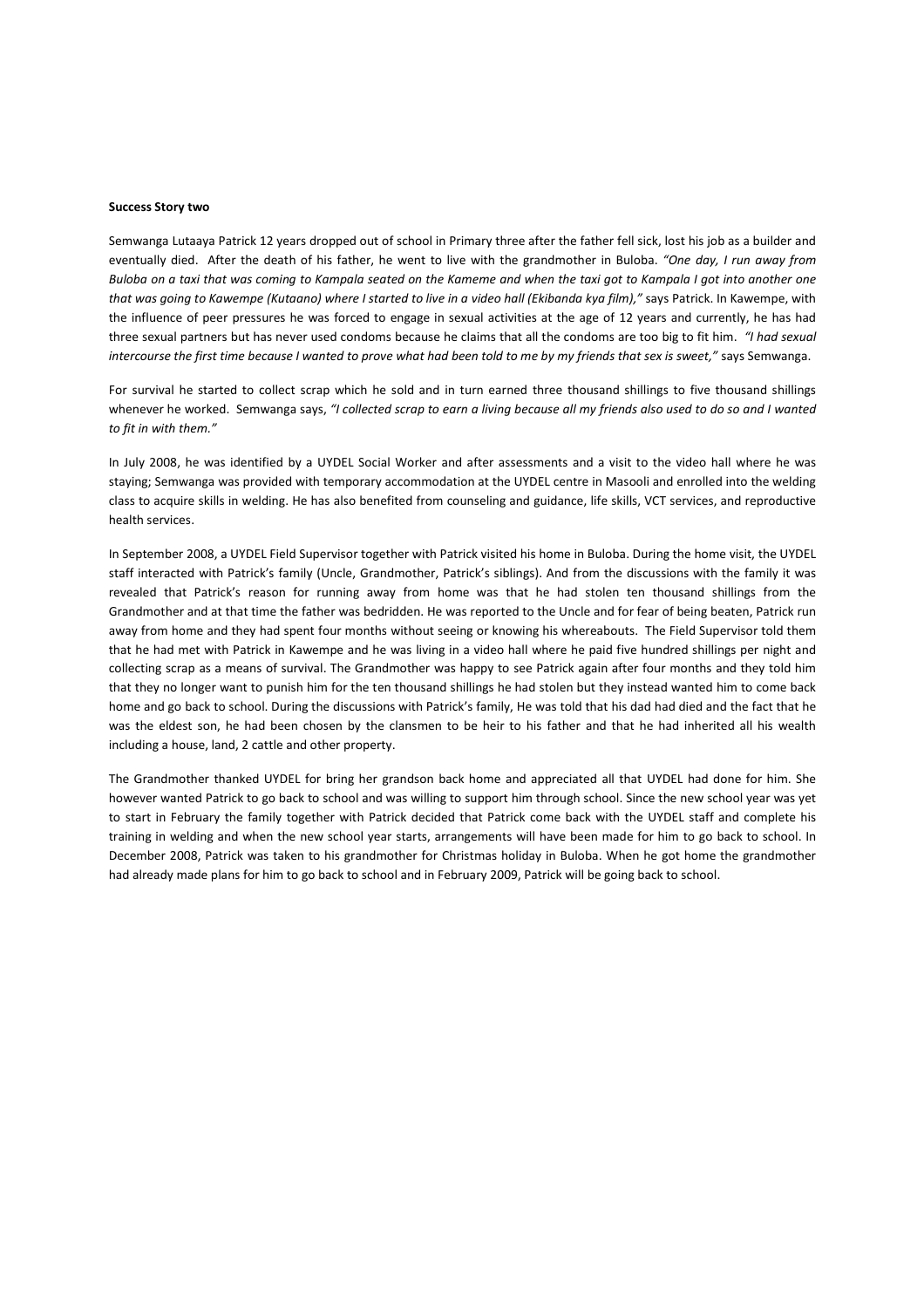**Success Story two**

Semwanga Lutaaya Patrick 12 years dropped out of school in Primary three after the father fell sick, lost his job as a builder and eventually died. After the death of his father, he went to live with the grandmother in Buloba. *"One day, I run away from Buloba on a taxi that was coming to Kampala seated on the Kameme and when the taxi got to Kampala I got into another one that was going to Kawempe (Kutaano) where I started to live in a video hall (Ekibanda kya film),"* says Patrick. In Kawempe, with the influence of peer pressures he was forced to engage in sexual activities at the age of 12 years and currently, he has had three sexual partners but has never used condoms because he claims that all the condoms are too big to fit him. *"I had sexual intercourse the first time because I wanted to prove what had been told to me by my friends that sex is sweet,"* says Semwanga.

For survival he started to collect scrap which he sold and in turn earned three thousand shillings to five thousand shillings whenever he worked. Semwanga says, *"I collected scrap to earn a living because all my friends also used to do so and I wanted to fit in with them."*

In July 2008, he was identified by a UYDEL Social Worker and after assessments and a visit to the video hall where he was staying; Semwanga was provided with temporary accommodation at the UYDEL centre in Masooli and enrolled into the welding class to acquire skills in welding. He has also benefited from counseling and guidance, life skills, VCT services, and reproductive health services.

In September 2008, a UYDEL Field Supervisor together with Patrick visited his home in Buloba. During the home visit, the UYDEL staff interacted with Patrick's family (Uncle, Grandmother, Patrick's siblings). And from the discussions with the family it was revealed that Patrick's reason for running away from home was that he had stolen ten thousand shillings from the Grandmother and at that time the father was bedridden. He was reported to the Uncle and for fear of being beaten, Patrick run away from home and they had spent four months without seeing or knowing his whereabouts. The Field Supervisor told them that he had met with Patrick in Kawempe and he was living in a video hall where he paid five hundred shillings per night and collecting scrap as a means of survival. The Grandmother was happy to see Patrick again after four months and they told him that they no longer want to punish him for the ten thousand shillings he had stolen but they instead wanted him to come back home and go back to school. During the discussions with Patrick's family, He was told that his dad had died and the fact that he was the eldest son, he had been chosen by the clansmen to be heir to his father and that he had inherited all his wealth including a house, land, 2 cattle and other property.

The Grandmother thanked UYDEL for bring her grandson back home and appreciated all that UYDEL had done for him. She however wanted Patrick to go back to school and was willing to support him through school. Since the new school year was yet to start in February the family together with Patrick decided that Patrick come back with the UYDEL staff and complete his training in welding and when the new school year starts, arrangements will have been made for him to go back to school. In December 2008, Patrick was taken to his grandmother for Christmas holiday in Buloba. When he got home the grandmother had already made plans for him to go back to school and in February 2009, Patrick will be going back to school.